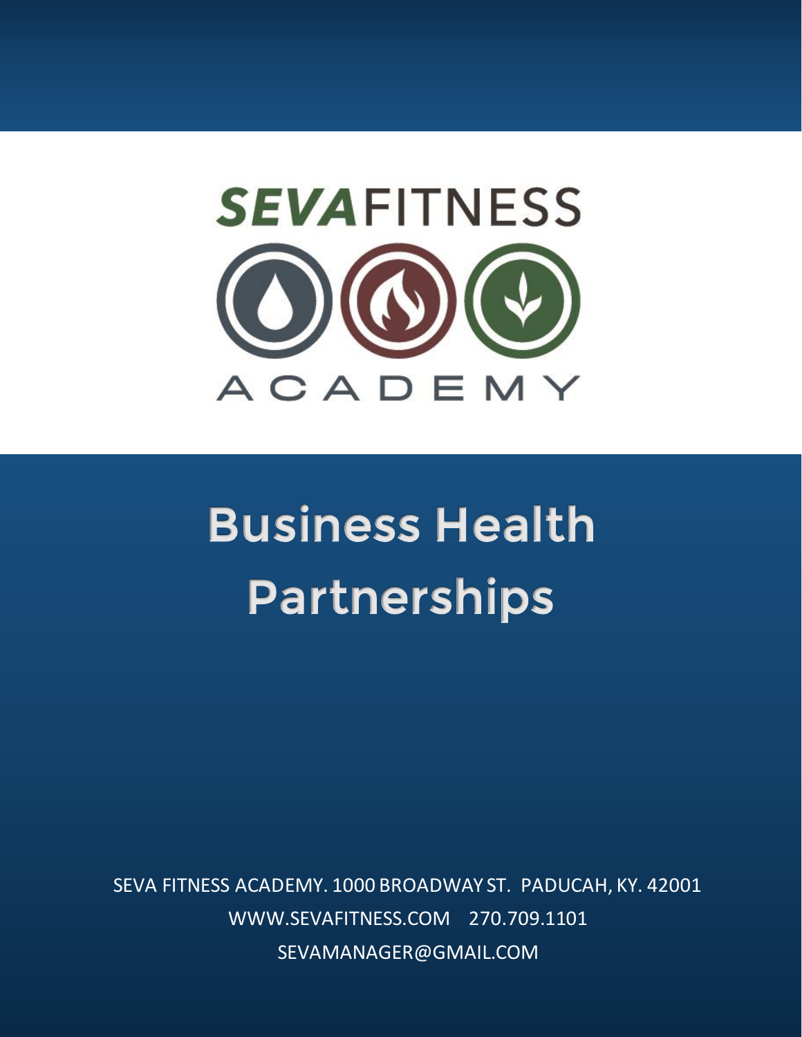SEVAFITNESS

ACADEMY

# Business Health Partnerships

SEVA FITNESS ACADEMY. 1000 BROADWAY ST. PADUCAH, KY. 42001

WWW.SEVAFITNESS.COM 270.709.1101

SEVAMANAGER@GMAIL.COM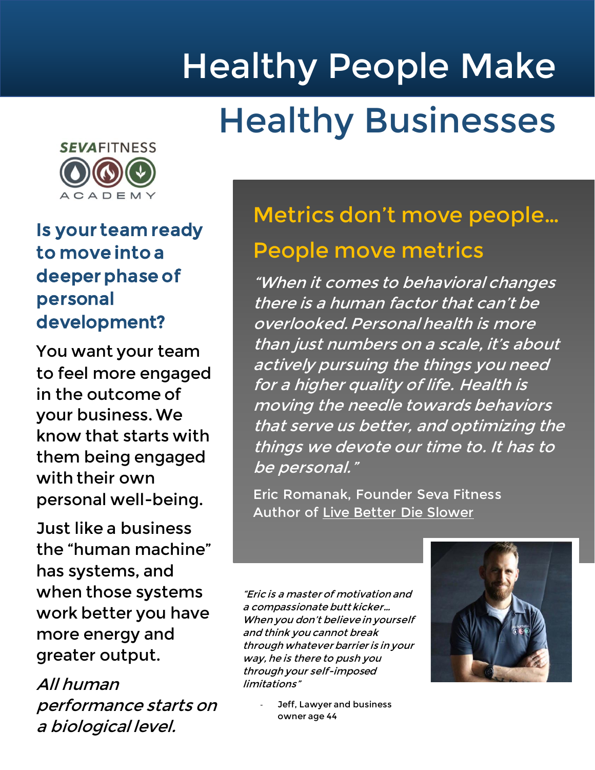# Healthy People Make Healthy Businesses

SEVAFITNESS ACADEMY

## Is your team ready to move into a deeper phase of personal development?

You want your team to feel more engaged in the outcome of your business. We know that starts with them being engaged with their own personal well-being.

Just like a business the "human machine" has systems, and when those systems work better you have more energy and greater output.

*All human performance starts on a biological level.*

## Metrics don't move people… People move metrics

*"When it comes to behavioral changes there is a human factor that can't be overlooked. Personal health is more than just numbers on a scale, it's about actively pursuing the things you need for a higher quality of life. Health is moving the needle towards behaviors that serve us better, and optimizing the things we devote our time to. It has to be personal."*

Eric Romanak, Founder Seva Fitness
Author of Live Better Die Slower

*"Eric is a master of motivation and a compassionate butt kicker… When you don't believe in yourself and think you cannot break through whatever barrier is in your way, he is there to push you through your self-imposed limitations"*

- Jeff, Lawyer and business owner age 44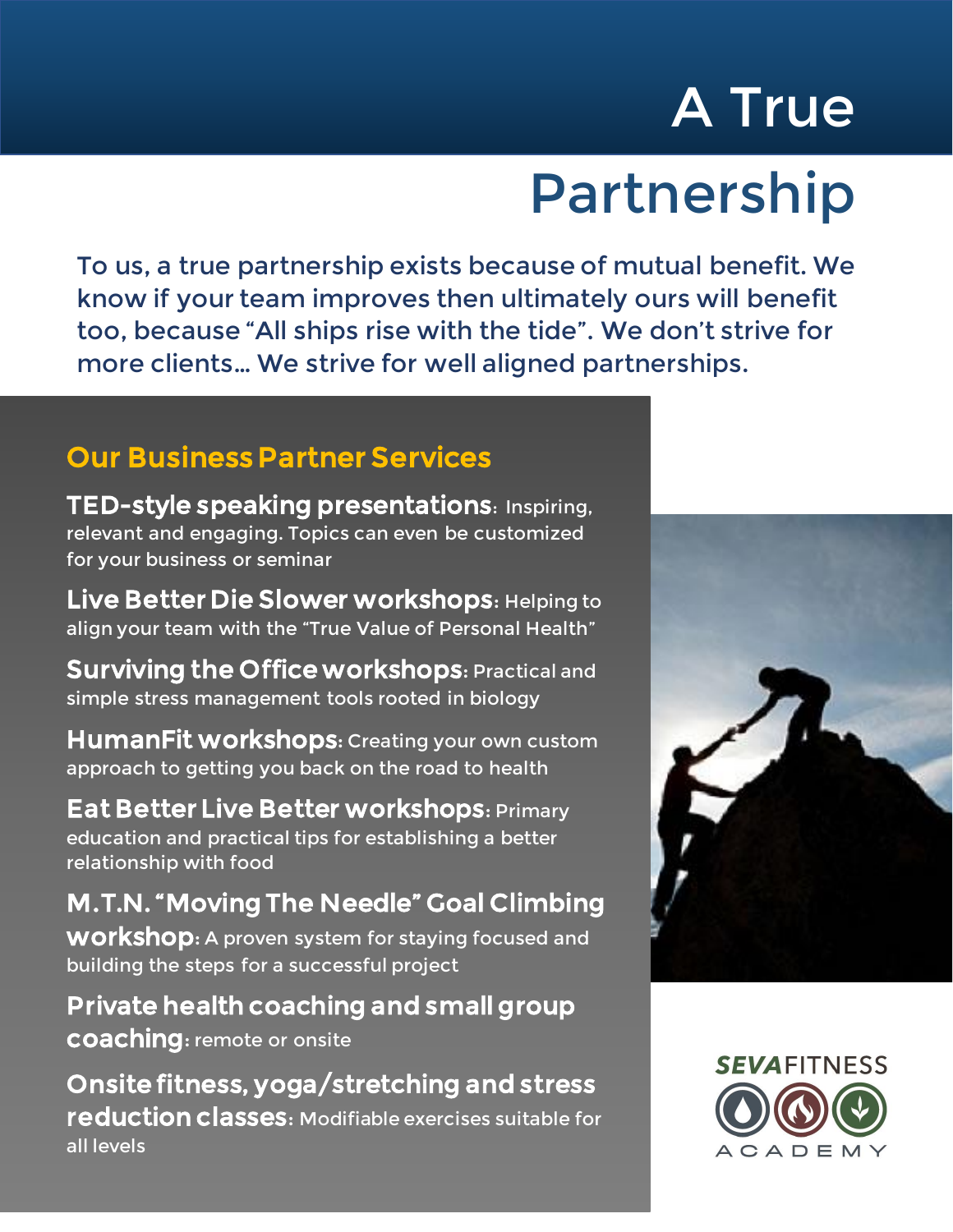# A True Partnership

To us, a true partnership exists because of mutual benefit. We know if your team improves then ultimately ours will benefit too, because “All ships rise with the tide”. We don’t strive for more clients… We strive for well aligned partnerships.

## Our Business Partner Services

**TED-style speaking presentations**: Inspiring, relevant and engaging. Topics can even be customized for your business or seminar

**Live Better Die Slower workshops**: Helping to align your team with the “True Value of Personal Health”

**Surviving the Office workshops**: Practical and simple stress management tools rooted in biology

**HumanFit workshops**: Creating your own custom approach to getting you back on the road to health

**Eat Better Live Better workshops**: Primary education and practical tips for establishing a better relationship with food

**M.T.N. “Moving The Needle” Goal Climbing workshop**: A proven system for staying focused and building the steps for a successful project

**Private health coaching and small group coaching**: remote or onsite

**Onsite fitness, yoga/stretching and stress reduction classes**: Modifiable exercises suitable for all levels

SEVAFITNESS ACADEMY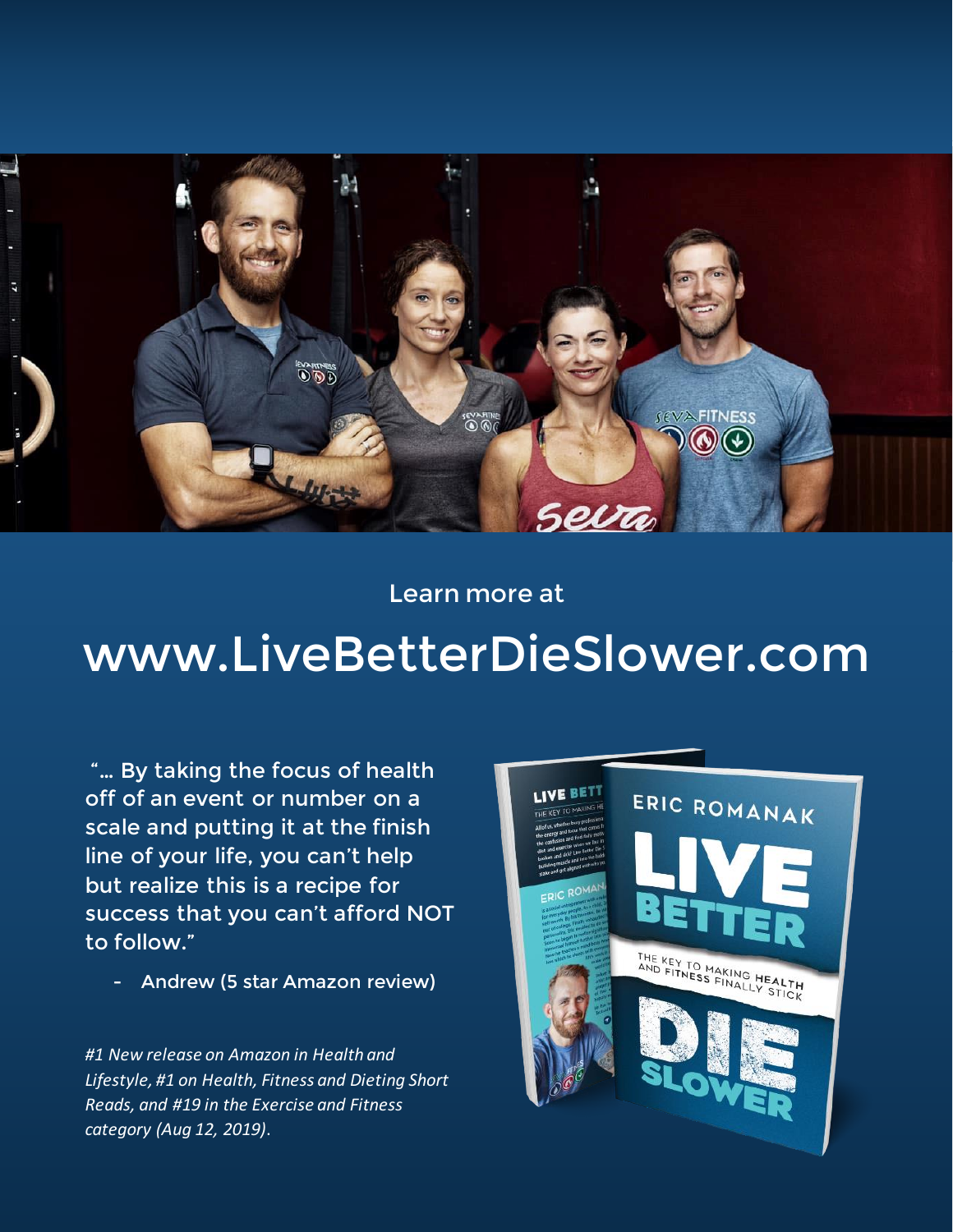Learn more at

# www.LiveBetterDieSlower.com

"… By taking the focus of health off of an event or number on a scale and putting it at the finish line of your life, you can't help but realize this is a recipe for success that you can't afford NOT to follow."

- Andrew (5 star Amazon review)

*#1 New release on Amazon in Health and Lifestyle, #1 on Health, Fitness and Dieting Short Reads, and #19 in the Exercise and Fitness category (Aug 12, 2019).*